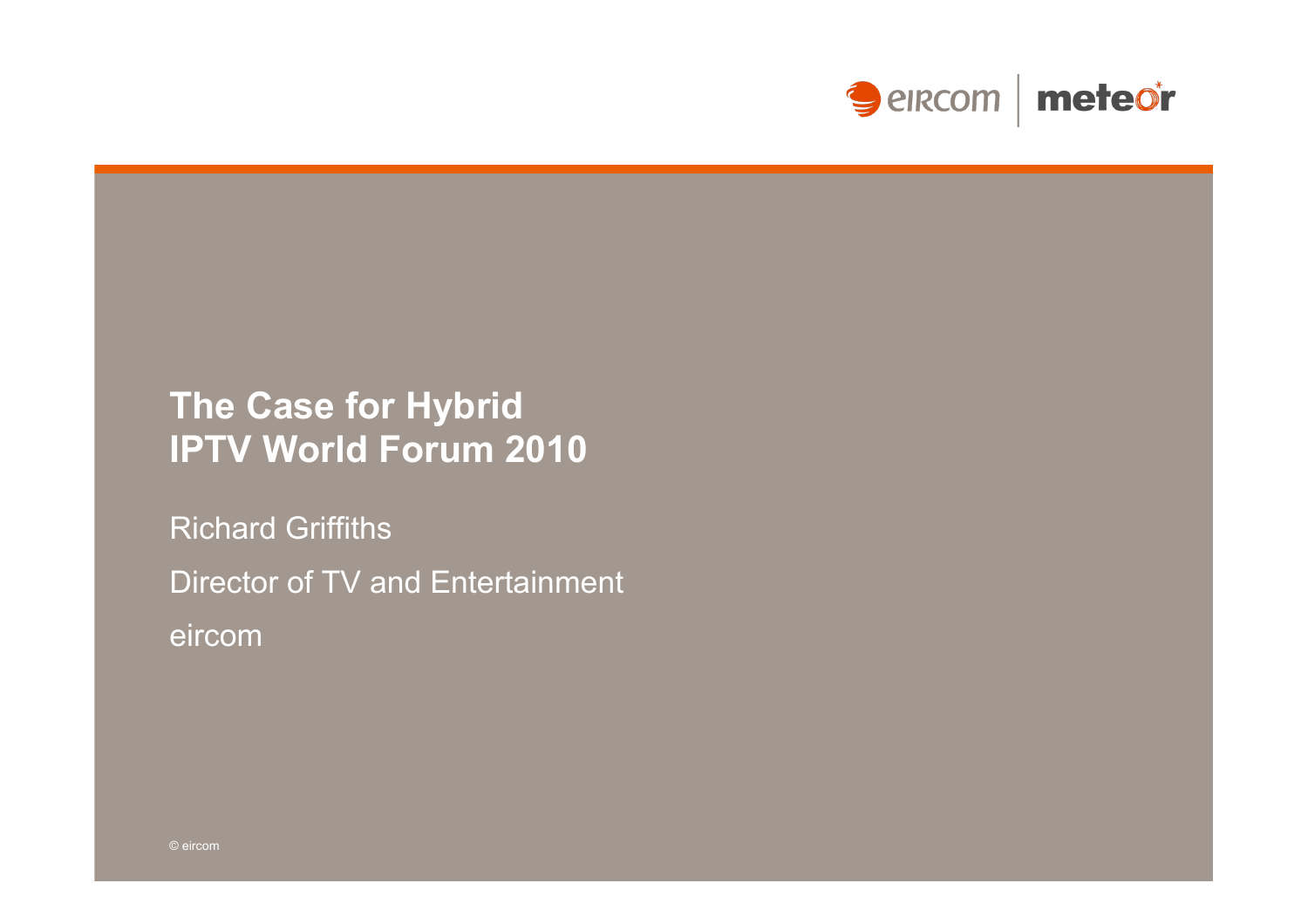# The Case for Hybrid
# IPTV World Forum 2010

Richard Griffiths

Director of TV and Entertainment

eircom

© eircom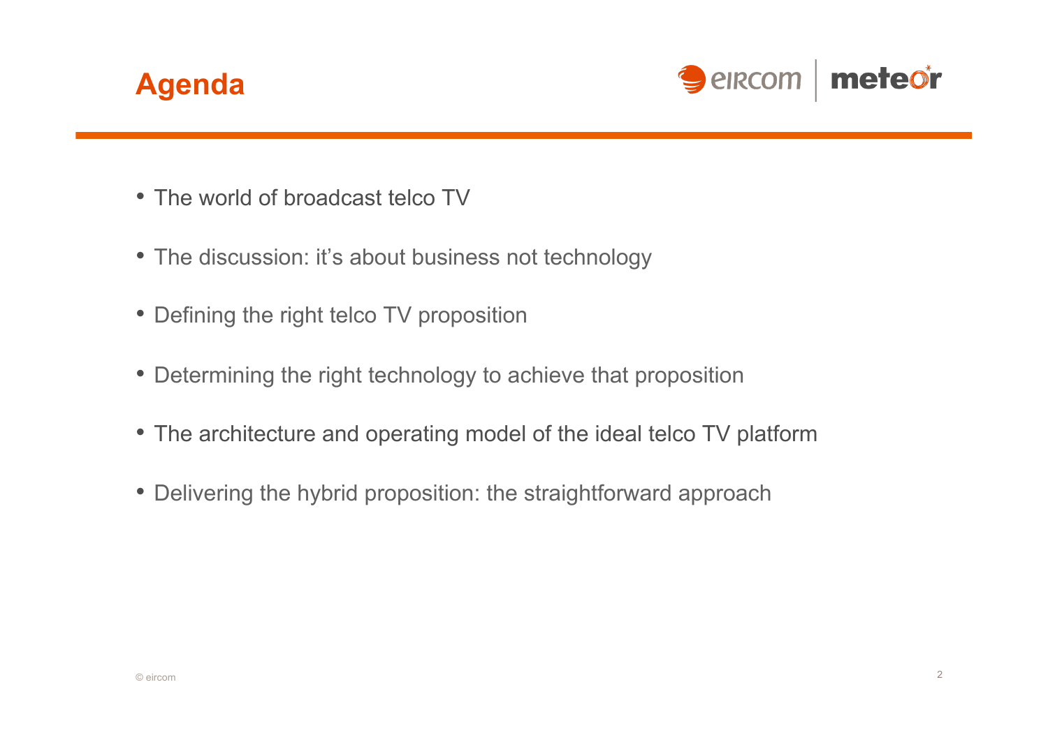# Agenda

- The world of broadcast telco TV
- The discussion: it's about business not technology
- Defining the right telco TV proposition
- Determining the right technology to achieve that proposition
- The architecture and operating model of the ideal telco TV platform
- Delivering the hybrid proposition: the straightforward approach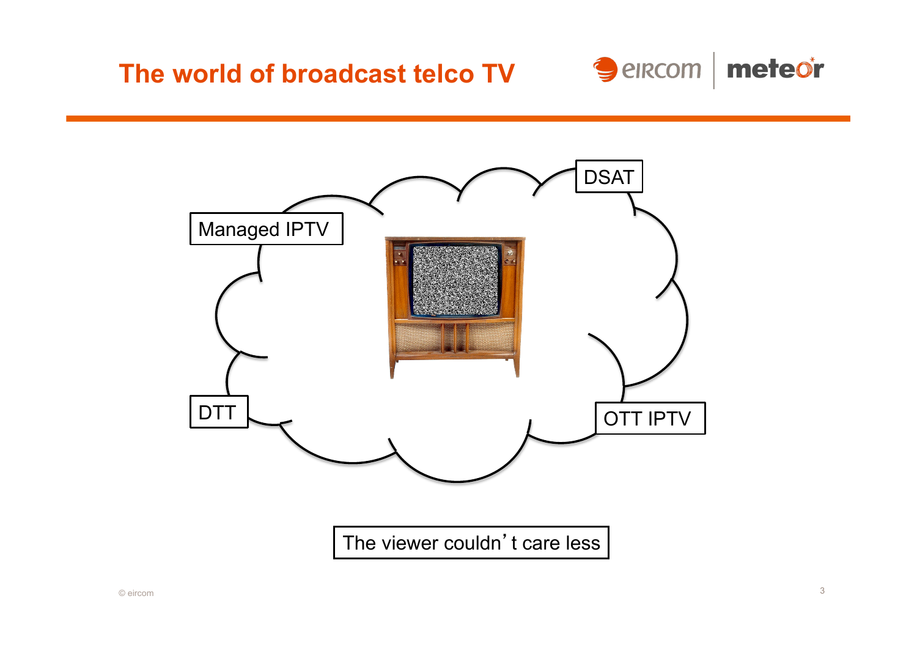# The world of broadcast telco TV

Managed IPTV

DSAT

DTT

OTT IPTV

The viewer couldn't care less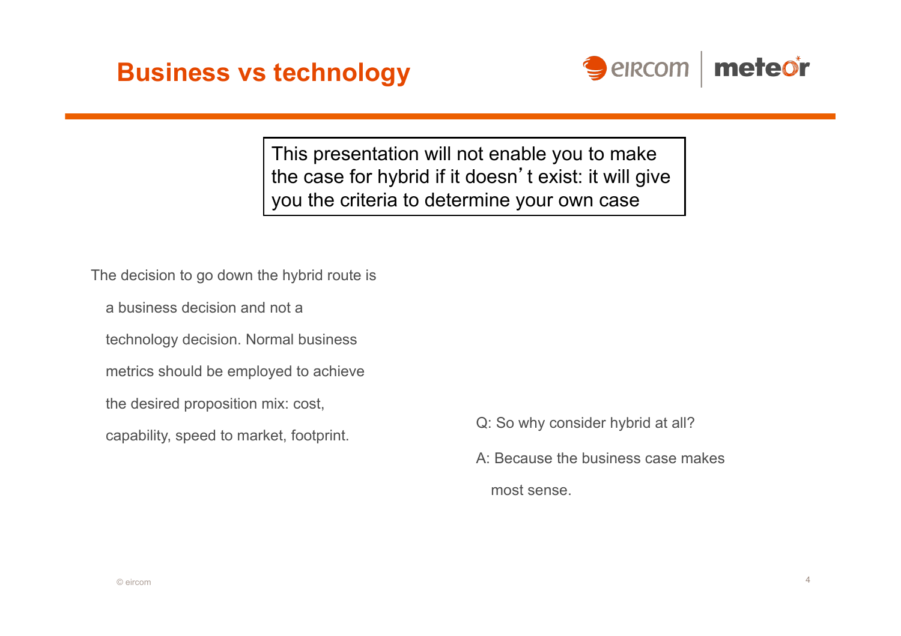# Business vs technology

> This presentation will not enable you to make the case for hybrid if it doesn't exist: it will give you the criteria to determine your own case

The decision to go down the hybrid route is a business decision and not a technology decision. Normal business metrics should be employed to achieve the desired proposition mix: cost, capability, speed to market, footprint.

Q: So why consider hybrid at all?

A: Because the business case makes most sense.

© eircom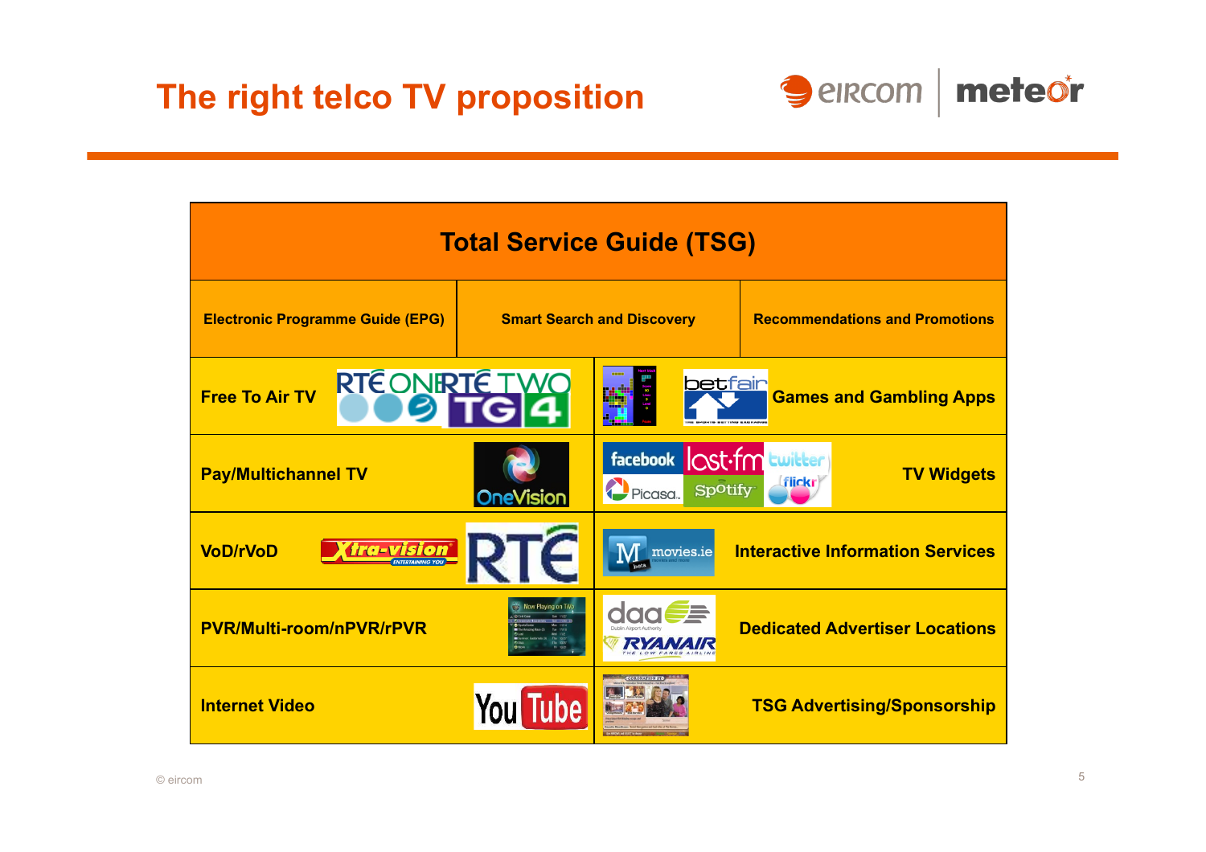# The right telco TV proposition

| Total Service Guide (TSG) | | |
|---|---|---|
| Electronic Programme Guide (EPG) | Smart Search and Discovery | Recommendations and Promotions |

| | |
|---|---|
| Free To Air TV | Games and Gambling Apps |
| Pay/Multichannel TV | TV Widgets |
| VoD/rVoD | Interactive Information Services |
| PVR/Multi-room/nPVR/rPVR | Dedicated Advertiser Locations |
| Internet Video | TSG Advertising/Sponsorship |

© eircom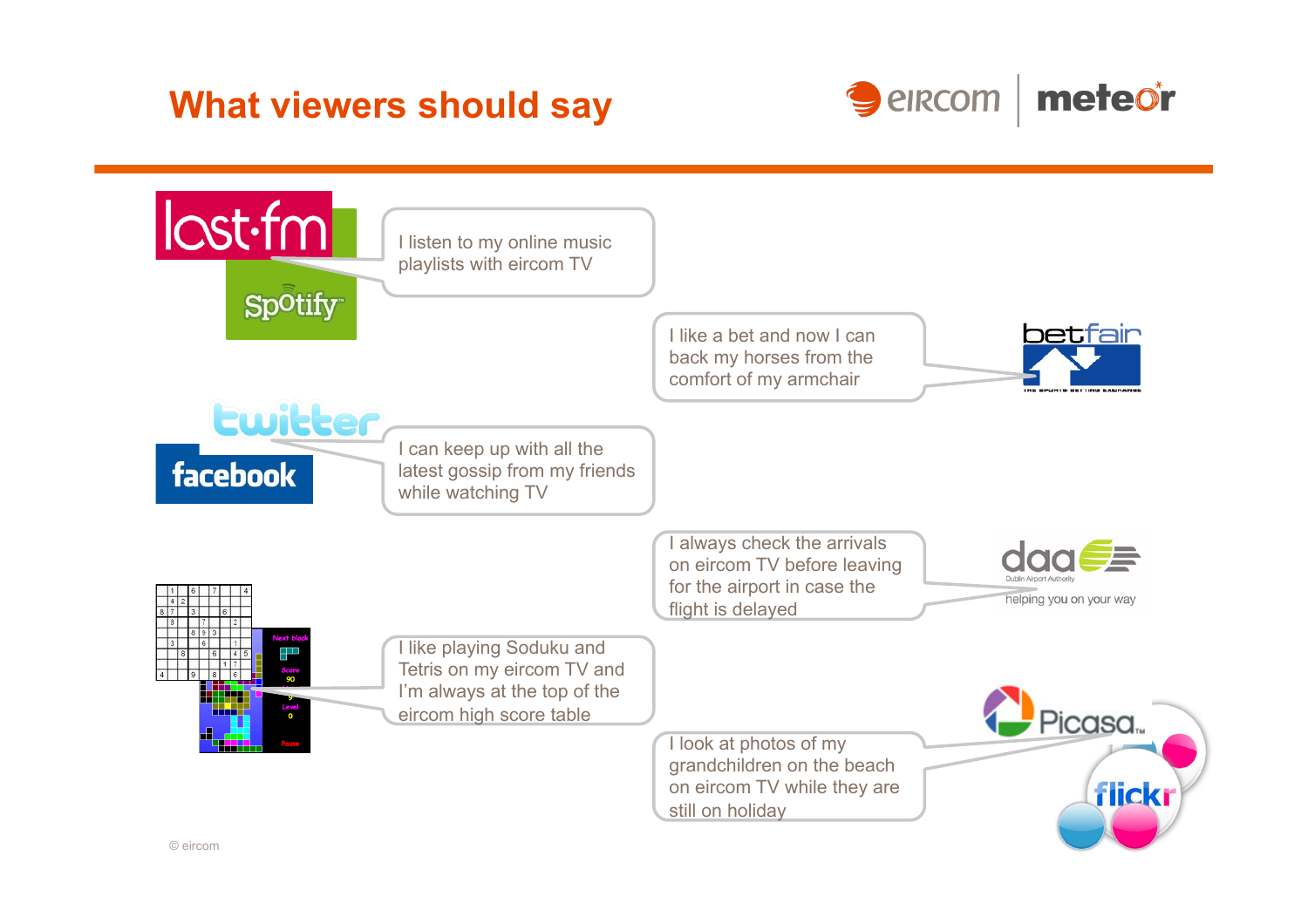# What viewers should say

I listen to my online music playlists with eircom TV

I like a bet and now I can back my horses from the comfort of my armchair

I can keep up with all the latest gossip from my friends while watching TV

I always check the arrivals on eircom TV before leaving for the airport in case the flight is delayed

I like playing Soduku and Tetris on my eircom TV and I'm always at the top of the eircom high score table

I look at photos of my grandchildren on the beach on eircom TV while they are still on holiday

© eircom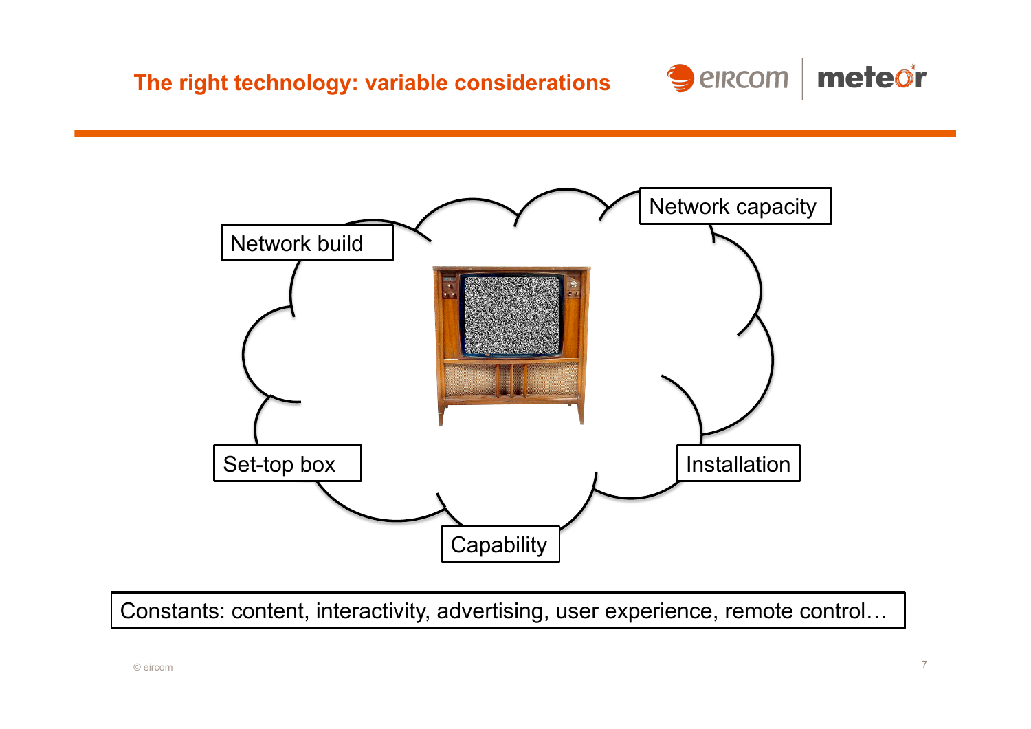# The right technology: variable considerations

- Network build
- Network capacity
- Set-top box
- Installation
- Capability

Constants: content, interactivity, advertising, user experience, remote control…

© eircom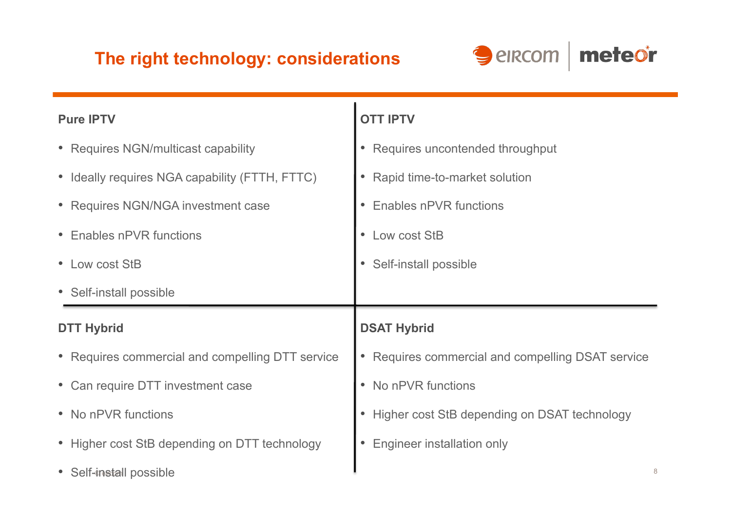# The right technology: considerations

### Pure IPTV

- Requires NGN/multicast capability
- Ideally requires NGA capability (FTTH, FTTC)
- Requires NGN/NGA investment case
- Enables nPVR functions
- Low cost StB
- Self-install possible

### OTT IPTV

- Requires uncontended throughput
- Rapid time-to-market solution
- Enables nPVR functions
- Low cost StB
- Self-install possible

### DTT Hybrid

- Requires commercial and compelling DTT service
- Can require DTT investment case
- No nPVR functions
- Higher cost StB depending on DTT technology
- Self-install possible

### DSAT Hybrid

- Requires commercial and compelling DSAT service
- No nPVR functions
- Higher cost StB depending on DSAT technology
- Engineer installation only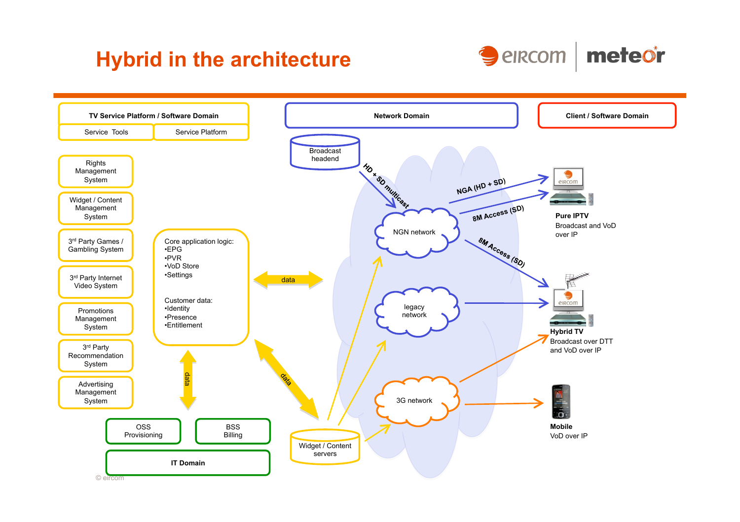# Hybrid in the architecture

**TV Service Platform / Software Domain**

Service Tools | Service Platform

- Rights Management System
- Widget / Content Management System
- 3rd Party Games / Gambling System
- 3rd Party Internet Video System
- Promotions Management System
- 3rd Party Recommendation System
- Advertising Management System

Core application logic:
- •EPG
- •PVR
- •VoD Store
- •Settings

Customer data:
- •Identity
- •Presence
- •Entitlement

data

data

data

OSS Provisioning

BSS Billing

**IT Domain**

**Network Domain**

Broadcast headend

HD + SD multicast

NGN network

legacy network

3G network

Widget / Content servers

NGA (HD + SD)

8M Access (SD)

8M Access (SD)

**Client / Software Domain**

**Pure IPTV**
Broadcast and VoD over IP

**Hybrid TV**
Broadcast over DTT and VoD over IP

**Mobile**
VoD over IP

© eircom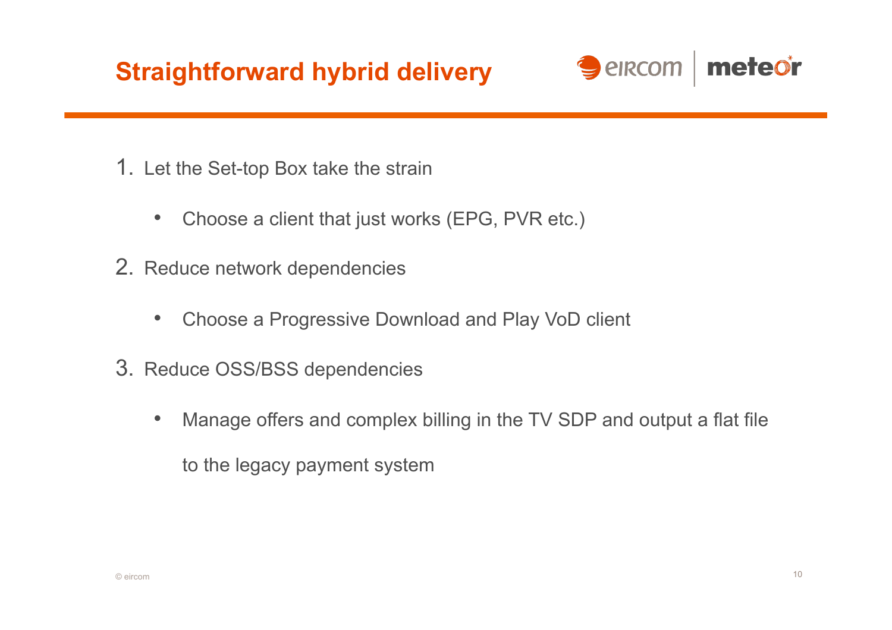# Straightforward hybrid delivery

1. Let the Set-top Box take the strain
   - Choose a client that just works (EPG, PVR etc.)
2. Reduce network dependencies
   - Choose a Progressive Download and Play VoD client
3. Reduce OSS/BSS dependencies
   - Manage offers and complex billing in the TV SDP and output a flat file to the legacy payment system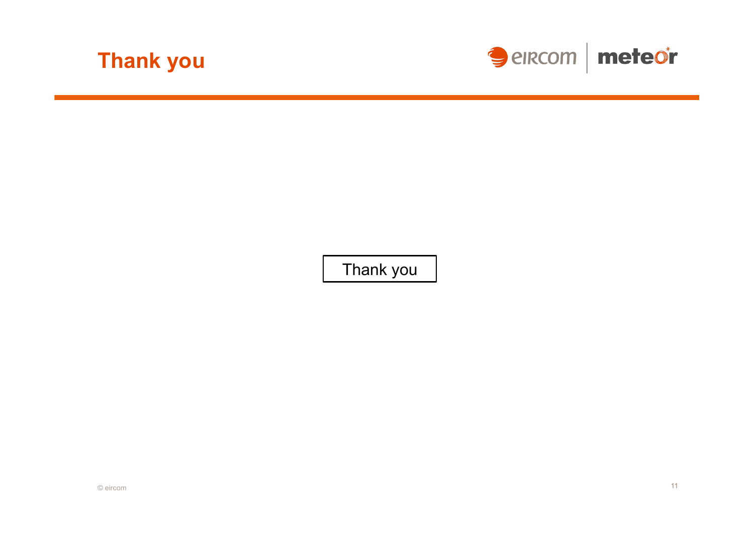# Thank you

Thank you